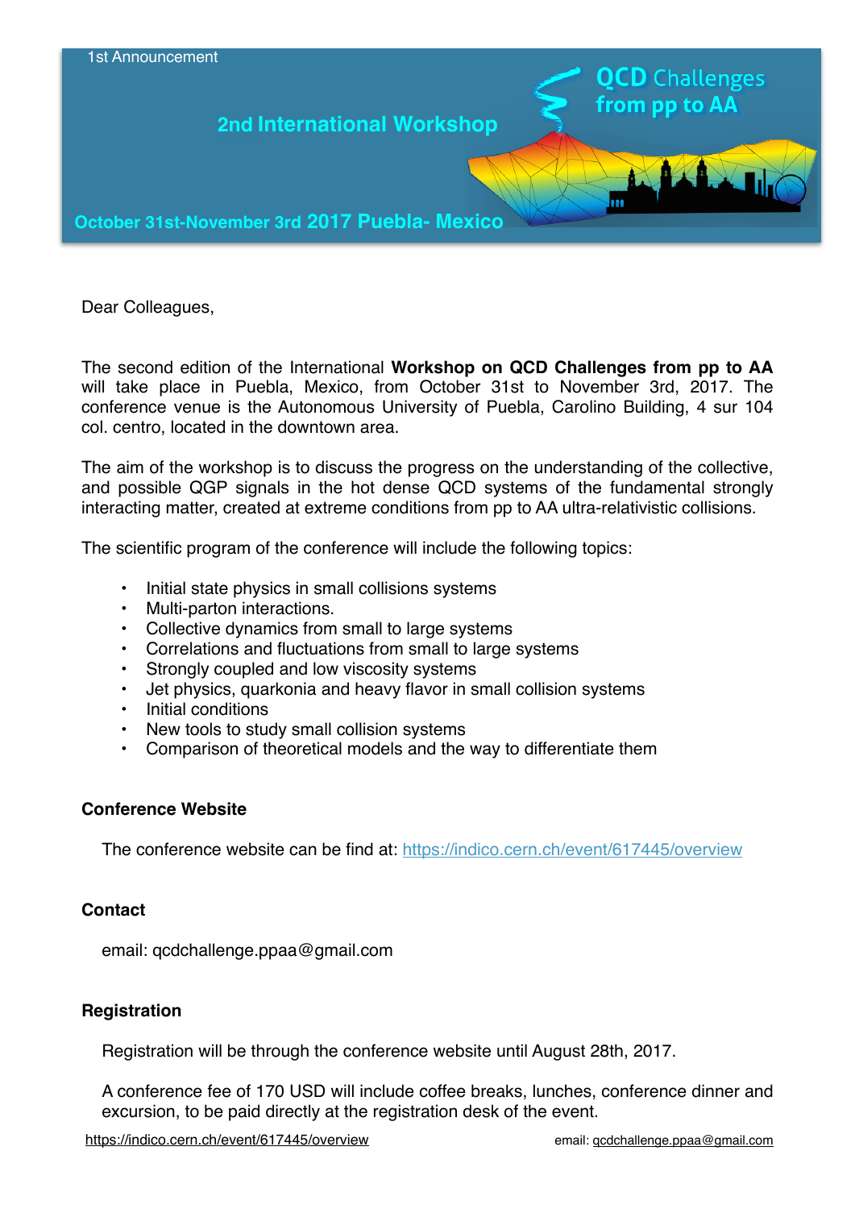1st Announcement

# 2nd International Workshop

## QCD Challenges from pp to AA

**October 31st-November 3rd 2017 Puebla- Mexico**

Dear Colleagues,

The second edition of the International **Workshop on QCD Challenges from pp to AA** will take place in Puebla, Mexico, from October 31st to November 3rd, 2017. The conference venue is the Autonomous University of Puebla, Carolino Building, 4 sur 104 col. centro, located in the downtown area.

The aim of the workshop is to discuss the progress on the understanding of the collective, and possible QGP signals in the hot dense QCD systems of the fundamental strongly interacting matter, created at extreme conditions from pp to AA ultra-relativistic collisions.

The scientific program of the conference will include the following topics:

- Initial state physics in small collisions systems
- Multi-parton interactions.
- Collective dynamics from small to large systems
- Correlations and fluctuations from small to large systems
- Strongly coupled and low viscosity systems
- Jet physics, quarkonia and heavy flavor in small collision systems
- Initial conditions
- New tools to study small collision systems
- Comparison of theoretical models and the way to differentiate them

### Conference Website

The conference website can be find at: https://indico.cern.ch/event/617445/overview

### Contact

email: qcdchallenge.ppaa@gmail.com

### Registration

Registration will be through the conference website until August 28th, 2017.

A conference fee of 170 USD will include coffee breaks, lunches, conference dinner and excursion, to be paid directly at the registration desk of the event.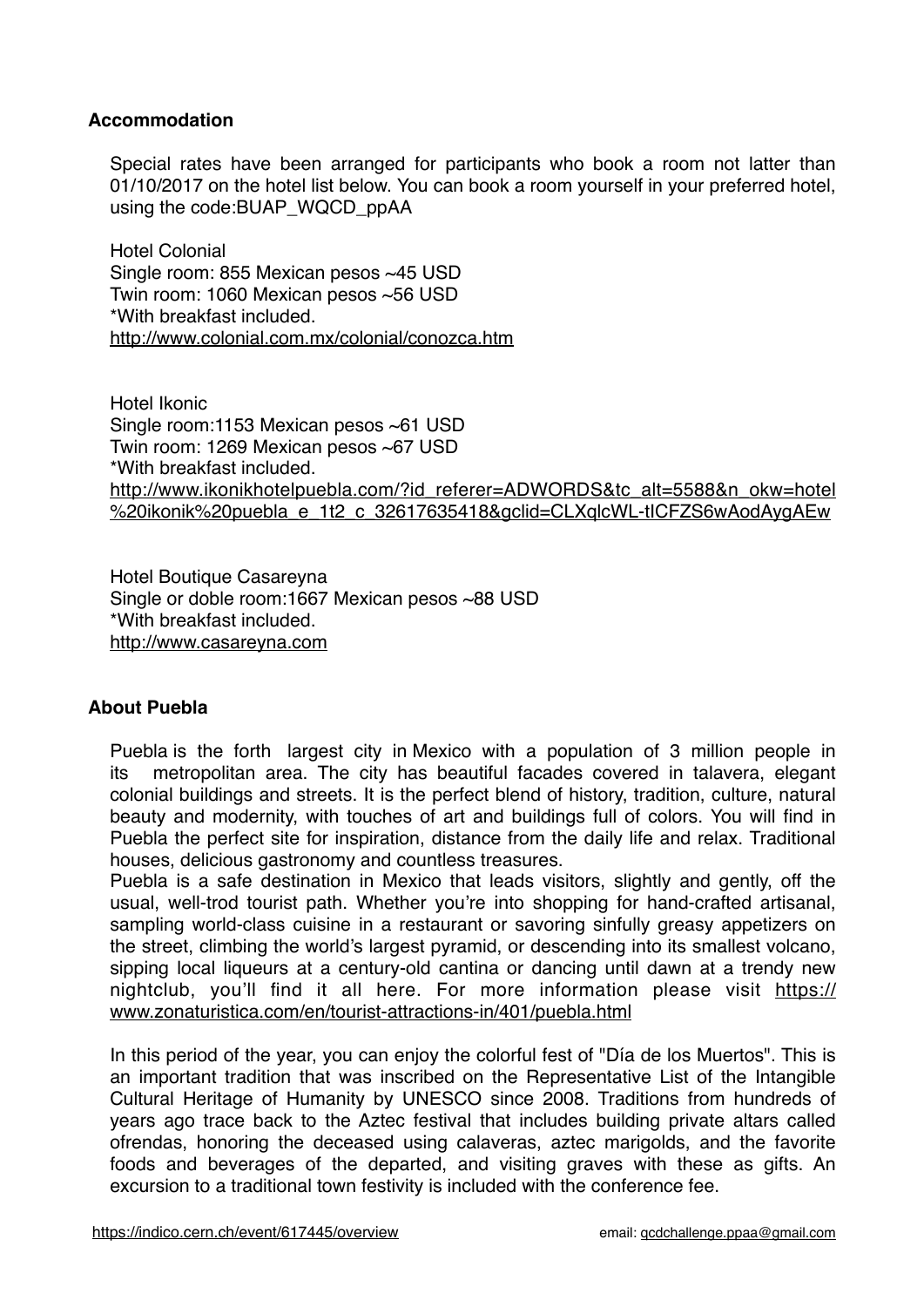## Accommodation

Special rates have been arranged for participants who book a room not latter than 01/10/2017 on the hotel list below. You can book a room yourself in your preferred hotel, using the code:BUAP_WQCD_ppAA

Hotel Colonial
Single room: 855 Mexican pesos ~45 USD
Twin room: 1060 Mexican pesos ~56 USD
*With breakfast included.
http://www.colonial.com.mx/colonial/conozca.htm

Hotel Ikonic
Single room:1153 Mexican pesos ~61 USD
Twin room: 1269 Mexican pesos ~67 USD
*With breakfast included.
http://www.ikonikhotelpuebla.com/?id_referer=ADWORDS&tc_alt=5588&n_okw=hotel%20ikonik%20puebla_e_1t2_c_32617635418&gclid=CLXqlcWL-tICFZS6wAodAygAEw

Hotel Boutique Casareyna
Single or doble room:1667 Mexican pesos ~88 USD
*With breakfast included.
http://www.casareyna.com

## About Puebla

Puebla is the forth largest city in Mexico with a population of 3 million people in its metropolitan area. The city has beautiful facades covered in talavera, elegant colonial buildings and streets. It is the perfect blend of history, tradition, culture, natural beauty and modernity, with touches of art and buildings full of colors. You will find in Puebla the perfect site for inspiration, distance from the daily life and relax. Traditional houses, delicious gastronomy and countless treasures.
Puebla is a safe destination in Mexico that leads visitors, slightly and gently, off the usual, well-trod tourist path. Whether you're into shopping for hand-crafted artisanal, sampling world-class cuisine in a restaurant or savoring sinfully greasy appetizers on the street, climbing the world's largest pyramid, or descending into its smallest volcano, sipping local liqueurs at a century-old cantina or dancing until dawn at a trendy new nightclub, you'll find it all here. For more information please visit https://www.zonaturistica.com/en/tourist-attractions-in/401/puebla.html

In this period of the year, you can enjoy the colorful fest of "Día de los Muertos". This is an important tradition that was inscribed on the Representative List of the Intangible Cultural Heritage of Humanity by UNESCO since 2008. Traditions from hundreds of years ago trace back to the Aztec festival that includes building private altars called ofrendas, honoring the deceased using calaveras, aztec marigolds, and the favorite foods and beverages of the departed, and visiting graves with these as gifts. An excursion to a traditional town festivity is included with the conference fee.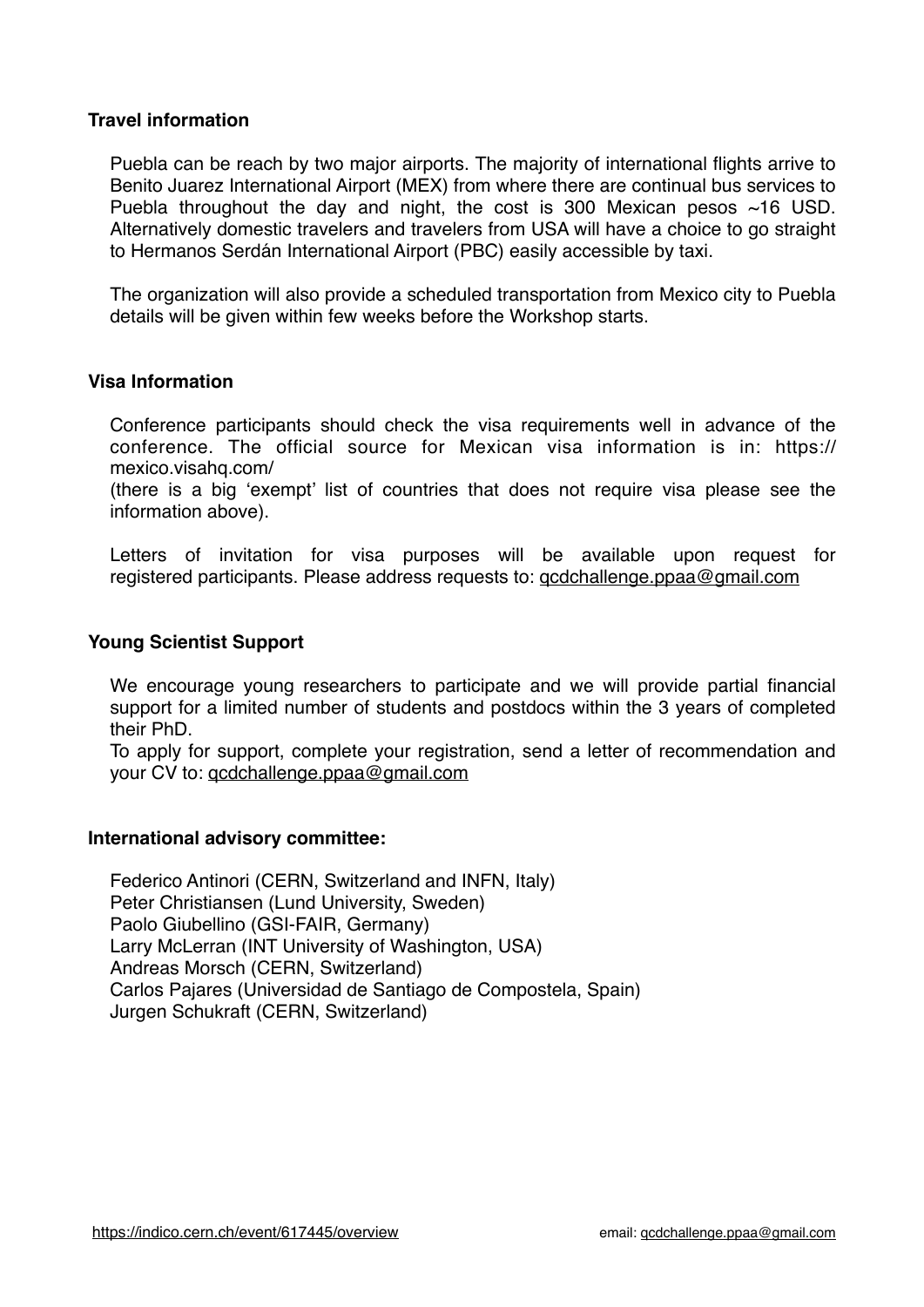**Travel information**

Puebla can be reach by two major airports. The majority of international flights arrive to Benito Juarez International Airport (MEX) from where there are continual bus services to Puebla throughout the day and night, the cost is 300 Mexican pesos ~16 USD. Alternatively domestic travelers and travelers from USA will have a choice to go straight to Hermanos Serdán International Airport (PBC) easily accessible by taxi.

The organization will also provide a scheduled transportation from Mexico city to Puebla details will be given within few weeks before the Workshop starts.

**Visa Information**

Conference participants should check the visa requirements well in advance of the conference. The official source for Mexican visa information is in: https://mexico.visahq.com/
(there is a big 'exempt' list of countries that does not require visa please see the information above).

Letters of invitation for visa purposes will be available upon request for registered participants. Please address requests to: qcdchallenge.ppaa@gmail.com

**Young Scientist Support**

We encourage young researchers to participate and we will provide partial financial support for a limited number of students and postdocs within the 3 years of completed their PhD.
To apply for support, complete your registration, send a letter of recommendation and your CV to: qcdchallenge.ppaa@gmail.com

**International advisory committee:**

Federico Antinori (CERN, Switzerland and INFN, Italy)
Peter Christiansen (Lund University, Sweden)
Paolo Giubellino (GSI-FAIR, Germany)
Larry McLerran (INT University of Washington, USA)
Andreas Morsch (CERN, Switzerland)
Carlos Pajares (Universidad de Santiago de Compostela, Spain)
Jurgen Schukraft (CERN, Switzerland)

https://indico.cern.ch/event/617445/overview email: qcdchallenge.ppaa@gmail.com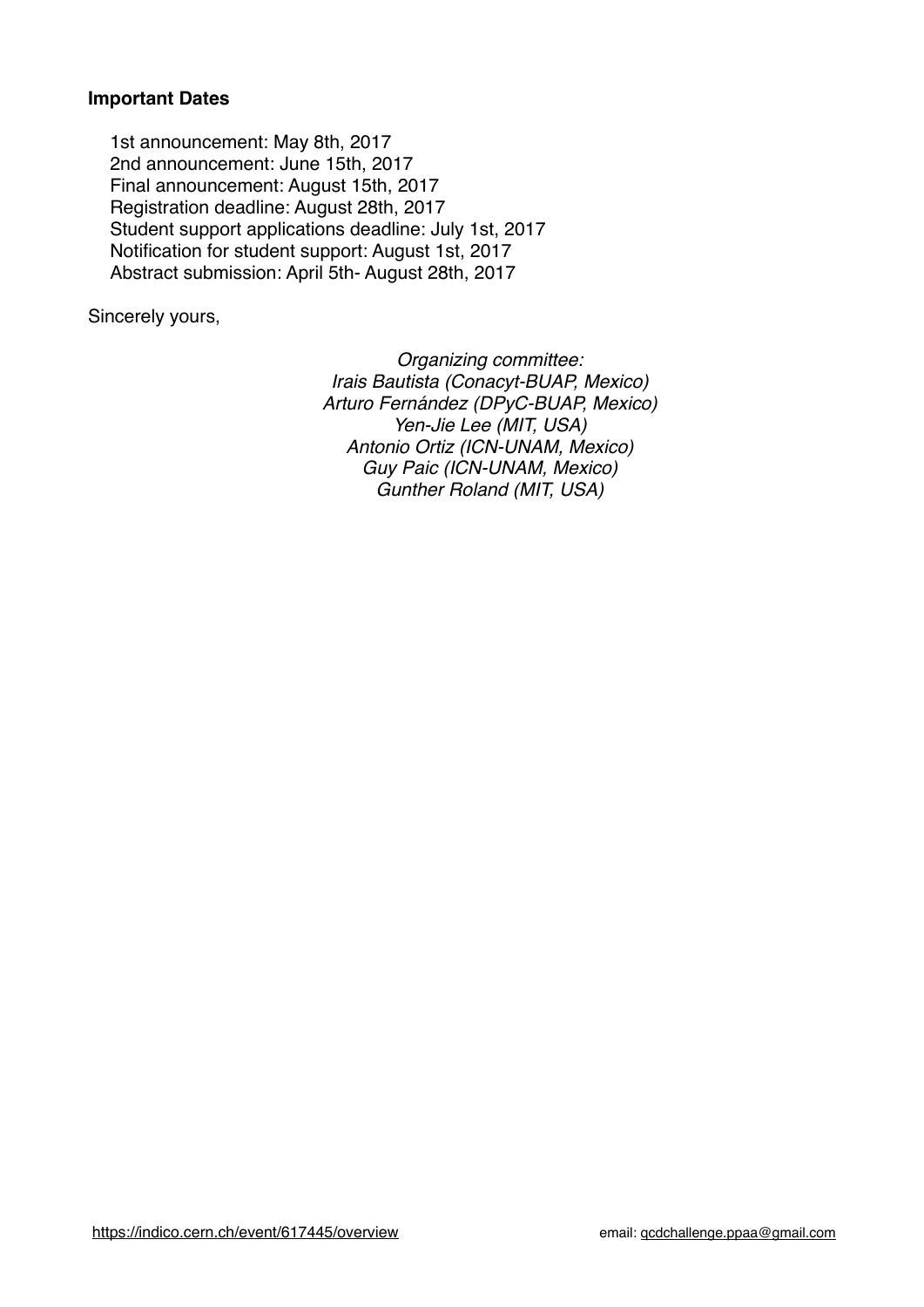**Important Dates**

1st announcement: May 8th, 2017
2nd announcement: June 15th, 2017
Final announcement: August 15th, 2017
Registration deadline: August 28th, 2017
Student support applications deadline: July 1st, 2017
Notification for student support: August 1st, 2017
Abstract submission: April 5th- August 28th, 2017

Sincerely yours,

*Organizing committee:*
*Irais Bautista (Conacyt-BUAP, Mexico)*
*Arturo Fernández (DPyC-BUAP, Mexico)*
*Yen-Jie Lee (MIT, USA)*
*Antonio Ortiz (ICN-UNAM, Mexico)*
*Guy Paic (ICN-UNAM, Mexico)*
*Gunther Roland (MIT, USA)*

https://indico.cern.ch/event/617445/overview

email: qcdchallenge.ppaa@gmail.com